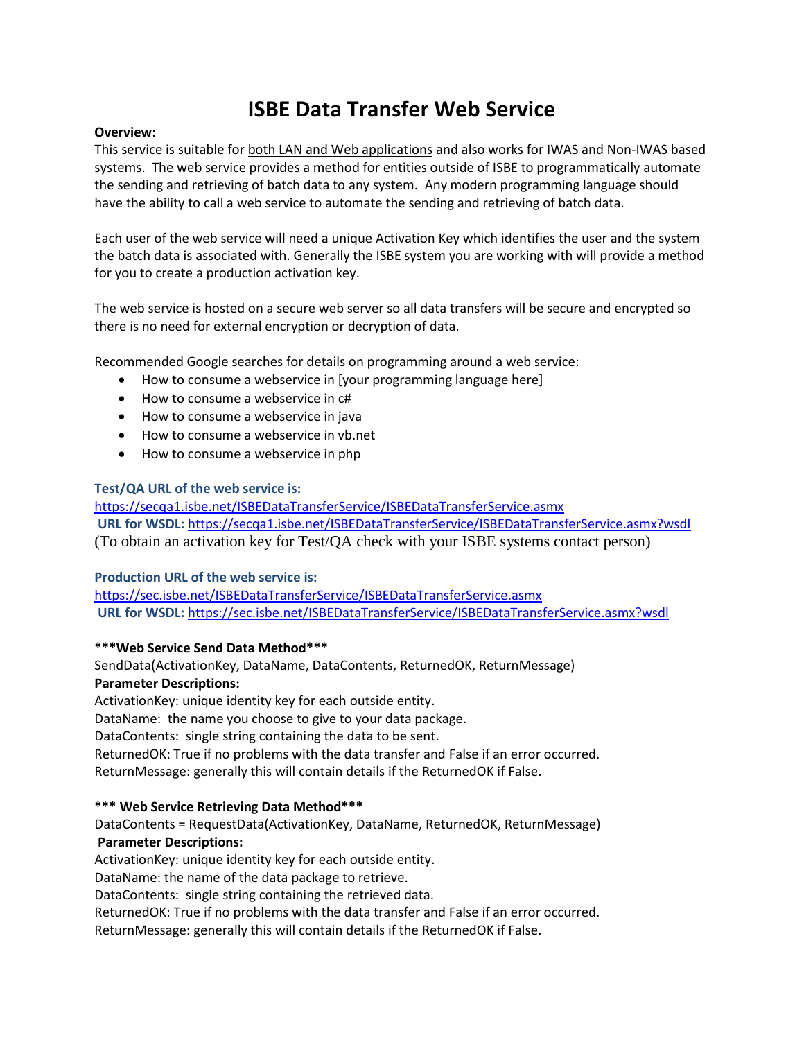# ISBE Data Transfer Web Service

**Overview:**

This service is suitable for both LAN and Web applications and also works for IWAS and Non-IWAS based systems. The web service provides a method for entities outside of ISBE to programmatically automate the sending and retrieving of batch data to any system. Any modern programming language should have the ability to call a web service to automate the sending and retrieving of batch data.

Each user of the web service will need a unique Activation Key which identifies the user and the system the batch data is associated with. Generally the ISBE system you are working with will provide a method for you to create a production activation key.

The web service is hosted on a secure web server so all data transfers will be secure and encrypted so there is no need for external encryption or decryption of data.

Recommended Google searches for details on programming around a web service:

- How to consume a webservice in [your programming language here]
- How to consume a webservice in c#
- How to consume a webservice in java
- How to consume a webservice in vb.net
- How to consume a webservice in php

**Test/QA URL of the web service is:**

https://secqa1.isbe.net/ISBEDataTransferService/ISBEDataTransferService.asmx

**URL for WSDL:** https://secqa1.isbe.net/ISBEDataTransferService/ISBEDataTransferService.asmx?wsdl

(To obtain an activation key for Test/QA check with your ISBE systems contact person)

**Production URL of the web service is:**

https://sec.isbe.net/ISBEDataTransferService/ISBEDataTransferService.asmx

**URL for WSDL:** https://sec.isbe.net/ISBEDataTransferService/ISBEDataTransferService.asmx?wsdl

**\*\*\*Web Service Send Data Method\*\*\***

SendData(ActivationKey, DataName, DataContents, ReturnedOK, ReturnMessage)

**Parameter Descriptions:**

ActivationKey: unique identity key for each outside entity.

DataName: the name you choose to give to your data package.

DataContents: single string containing the data to be sent.

ReturnedOK: True if no problems with the data transfer and False if an error occurred.

ReturnMessage: generally this will contain details if the ReturnedOK if False.

**\*\*\* Web Service Retrieving Data Method\*\*\***

DataContents = RequestData(ActivationKey, DataName, ReturnedOK, ReturnMessage)

**Parameter Descriptions:**

ActivationKey: unique identity key for each outside entity.

DataName: the name of the data package to retrieve.

DataContents: single string containing the retrieved data.

ReturnedOK: True if no problems with the data transfer and False if an error occurred.

ReturnMessage: generally this will contain details if the ReturnedOK if False.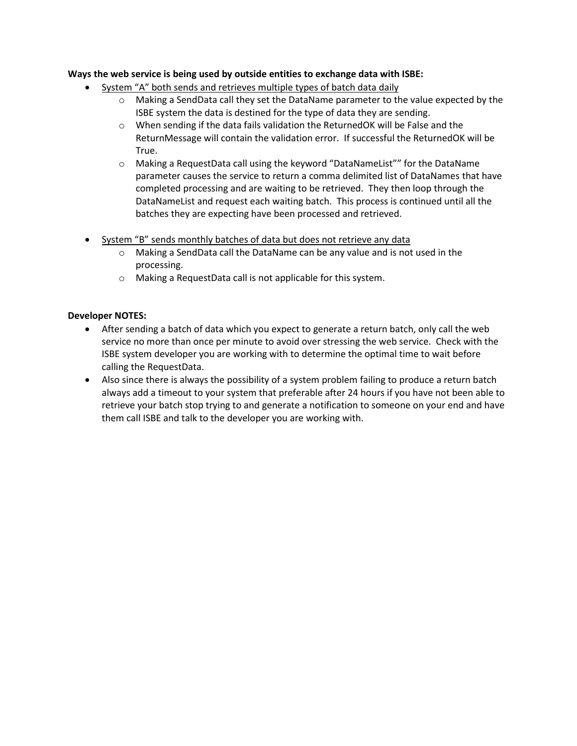**Ways the web service is being used by outside entities to exchange data with ISBE:**

- System "A" both sends and retrieves multiple types of batch data daily
  - Making a SendData call they set the DataName parameter to the value expected by the ISBE system the data is destined for the type of data they are sending.
  - When sending if the data fails validation the ReturnedOK will be False and the ReturnMessage will contain the validation error. If successful the ReturnedOK will be True.
  - Making a RequestData call using the keyword "DataNameList"" for the DataName parameter causes the service to return a comma delimited list of DataNames that have completed processing and are waiting to be retrieved. They then loop through the DataNameList and request each waiting batch. This process is continued until all the batches they are expecting have been processed and retrieved.

- System "B" sends monthly batches of data but does not retrieve any data
  - Making a SendData call the DataName can be any value and is not used in the processing.
  - Making a RequestData call is not applicable for this system.

**Developer NOTES:**

- After sending a batch of data which you expect to generate a return batch, only call the web service no more than once per minute to avoid over stressing the web service. Check with the ISBE system developer you are working with to determine the optimal time to wait before calling the RequestData.
- Also since there is always the possibility of a system problem failing to produce a return batch always add a timeout to your system that preferable after 24 hours if you have not been able to retrieve your batch stop trying to and generate a notification to someone on your end and have them call ISBE and talk to the developer you are working with.